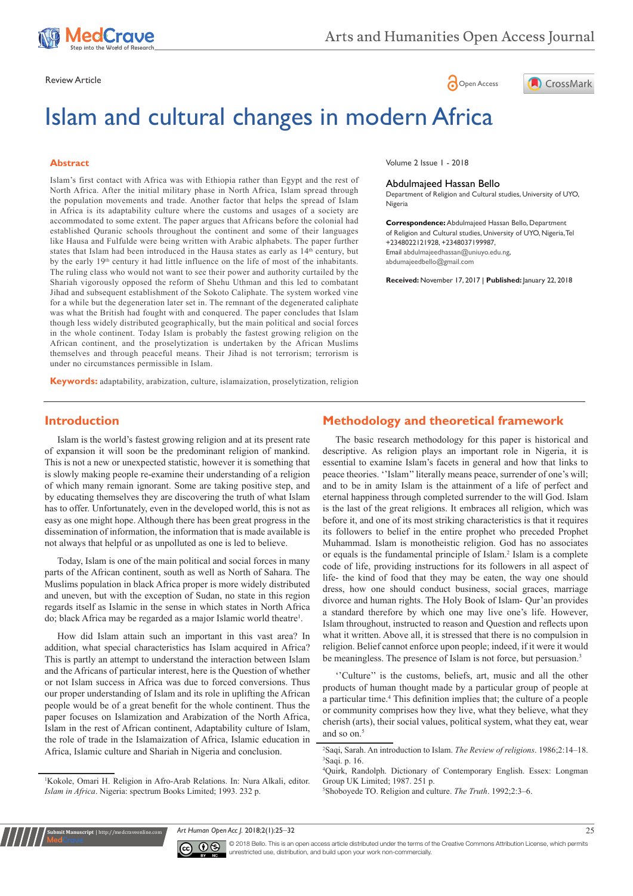Review Article

# Islam and cultural changes in modern Africa

**Abdulmajeed Hassan Bello**

Department of Religion and Cultural studies, University of UYO, Nigeria

**Correspondence:** Abdulmajeed Hassan Bello, Department of Religion and Cultural studies, University of UYO, Nigeria, Tel +2348022121928, +2348037199987, Email abdulmajeedhassan@uniuyo.edu.ng, abdumajeedbello@gmail.com

**Received:** November 17, 2017 | **Published:** January 22, 2018

## Abstract

Islam's first contact with Africa was with Ethiopia rather than Egypt and the rest of North Africa. After the initial military phase in North Africa, Islam spread through the population movements and trade. Another factor that helps the spread of Islam in Africa is its adaptability culture where the customs and usages of a society are accommodated to some extent. The paper argues that Africans before the colonial had established Quranic schools throughout the continent and some of their languages like Hausa and Fulfulde were being written with Arabic alphabets. The paper further states that Islam had been introduced in the Hausa states as early as 14th century, but by the early 19th century it had little influence on the life of most of the inhabitants. The ruling class who would not want to see their power and authority curtailed by the Shariah vigorously opposed the reform of Shehu Uthman and this led to combatant Jihad and subsequent establishment of the Sokoto Caliphate. The system worked vine for a while but the degeneration later set in. The remnant of the degenerated caliphate was what the British had fought with and conquered. The paper concludes that Islam though less widely distributed geographically, but the main political and social forces in the whole continent. Today Islam is probably the fastest growing religion on the African continent, and the proselytization is undertaken by the African Muslims themselves and through peaceful means. Their Jihad is not terrorism; terrorism is under no circumstances permissible in Islam.

**Keywords:** adaptability, arabization, culture, islamaization, proselytization, religion

## Introduction

Islam is the world's fastest growing religion and at its present rate of expansion it will soon be the predominant religion of mankind. This is not a new or unexpected statistic, however it is something that is slowly making people re-examine their understanding of a religion of which many remain ignorant. Some are taking positive step, and by educating themselves they are discovering the truth of what Islam has to offer. Unfortunately, even in the developed world, this is not as easy as one might hope. Although there has been great progress in the dissemination of information, the information that is made available is not always that helpful or as unpolluted as one is led to believe.

Today, Islam is one of the main political and social forces in many parts of the African continent, south as well as North of Sahara. The Muslims population in black Africa proper is more widely distributed and uneven, but with the exception of Sudan, no state in this region regards itself as Islamic in the sense in which states in North Africa do; black Africa may be regarded as a major Islamic world theatre[1].

How did Islam attain such an important in this vast area? In addition, what special characteristics has Islam acquired in Africa? This is partly an attempt to understand the interaction between Islam and the Africans of particular interest, here is the Question of whether or not Islam success in Africa was due to forced conversions. Thus our proper understanding of Islam and its role in uplifting the African people would be of a great benefit for the whole continent. Thus the paper focuses on Islamization and Arabization of the North Africa, Islam in the rest of African continent, Adaptability culture of Islam, the role of trade in the Islamaization of Africa, Islamic education in Africa, Islamic culture and Shariah in Nigeria and conclusion.

## Methodology and theoretical framework

The basic research methodology for this paper is historical and descriptive. As religion plays an important role in Nigeria, it is essential to examine Islam's facets in general and how that links to peace theories. ''Islam'' literally means peace, surrender of one's will; and to be in amity Islam is the attainment of a life of perfect and eternal happiness through completed surrender to the will God. Islam is the last of the great religions. It embraces all religion, which was before it, and one of its most striking characteristics is that it requires its followers to belief in the entire prophet who preceded Prophet Muhammad. Islam is monotheistic religion. God has no associates or equals is the fundamental principle of Islam.[2] Islam is a complete code of life, providing instructions for its followers in all aspect of life- the kind of food that they may be eaten, the way one should dress, how one should conduct business, social graces, marriage divorce and human rights. The Holy Book of Islam- Qur'an provides a standard therefore by which one may live one's life. However, Islam throughout, instructed to reason and Question and reflects upon what it written. Above all, it is stressed that there is no compulsion in religion. Belief cannot enforce upon people; indeed, if it were it would be meaningless. The presence of Islam is not force, but persuasion.[3]

''Culture'' is the customs, beliefs, art, music and all the other products of human thought made by a particular group of people at a particular time.[4] This definition implies that; the culture of a people or community comprises how they live, what they believe, what they cherish (arts), their social values, political system, what they eat, wear and so on.[5]

---

[1]Kokole, Omari H. Religion in Afro-Arab Relations. In: Nura Alkali, editor. *Islam in Africa*. Nigeria: spectrum Books Limited; 1993. 232 p.

[2]Saqi, Sarah. An introduction to Islam. *The Review of religions*. 1986;2:14–18.

[3]Saqi. p. 16.

[4]Quirk, Randolph. Dictionary of Contemporary English. Essex: Longman Group UK Limited; 1987. 251 p.

[5]Shoboyede TO. Religion and culture. *The Truth*. 1992;2:3–6.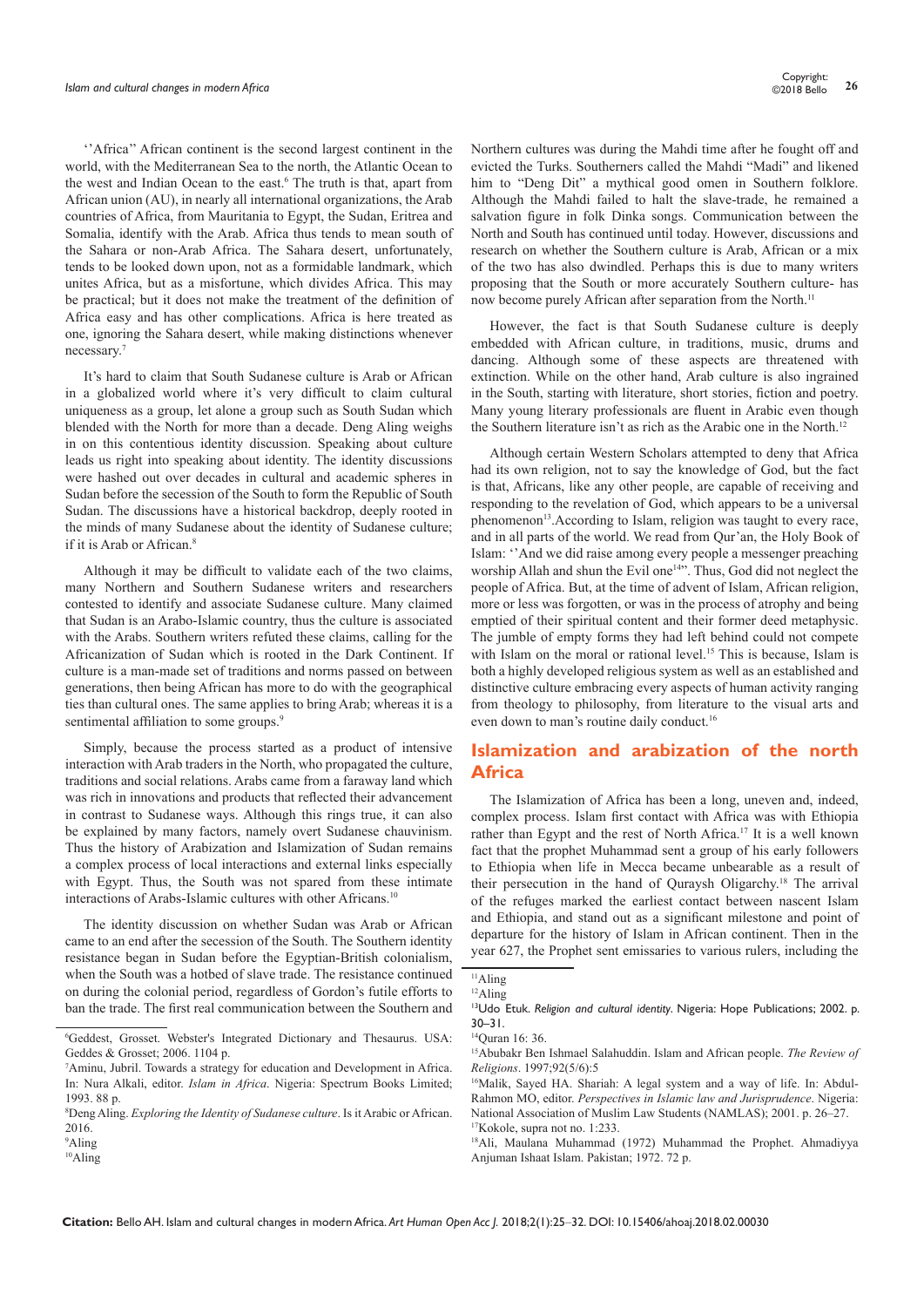''Africa'' African continent is the second largest continent in the world, with the Mediterranean Sea to the north, the Atlantic Ocean to the west and Indian Ocean to the east.[6] The truth is that, apart from African union (AU), in nearly all international organizations, the Arab countries of Africa, from Mauritania to Egypt, the Sudan, Eritrea and Somalia, identify with the Arab. Africa thus tends to mean south of the Sahara or non-Arab Africa. The Sahara desert, unfortunately, tends to be looked down upon, not as a formidable landmark, which unites Africa, but as a misfortune, which divides Africa. This may be practical; but it does not make the treatment of the definition of Africa easy and has other complications. Africa is here treated as one, ignoring the Sahara desert, while making distinctions whenever necessary.[7]

It's hard to claim that South Sudanese culture is Arab or African in a globalized world where it's very difficult to claim cultural uniqueness as a group, let alone a group such as South Sudan which blended with the North for more than a decade. Deng Aling weighs in on this contentious identity discussion. Speaking about culture leads us right into speaking about identity. The identity discussions were hashed out over decades in cultural and academic spheres in Sudan before the secession of the South to form the Republic of South Sudan. The discussions have a historical backdrop, deeply rooted in the minds of many Sudanese about the identity of Sudanese culture; if it is Arab or African.[8]

Although it may be difficult to validate each of the two claims, many Northern and Southern Sudanese writers and researchers contested to identify and associate Sudanese culture. Many claimed that Sudan is an Arabo-Islamic country, thus the culture is associated with the Arabs. Southern writers refuted these claims, calling for the Africanization of Sudan which is rooted in the Dark Continent. If culture is a man-made set of traditions and norms passed on between generations, then being African has more to do with the geographical ties than cultural ones. The same applies to bring Arab; whereas it is a sentimental affiliation to some groups.[9]

Simply, because the process started as a product of intensive interaction with Arab traders in the North, who propagated the culture, traditions and social relations. Arabs came from a faraway land which was rich in innovations and products that reflected their advancement in contrast to Sudanese ways. Although this rings true, it can also be explained by many factors, namely overt Sudanese chauvinism. Thus the history of Arabization and Islamization of Sudan remains a complex process of local interactions and external links especially with Egypt. Thus, the South was not spared from these intimate interactions of Arabs-Islamic cultures with other Africans.[10]

The identity discussion on whether Sudan was Arab or African came to an end after the secession of the South. The Southern identity resistance began in Sudan before the Egyptian-British colonialism, when the South was a hotbed of slave trade. The resistance continued on during the colonial period, regardless of Gordon's futile efforts to ban the trade. The first real communication between the Southern and Northern cultures was during the Mahdi time after he fought off and evicted the Turks. Southerners called the Mahdi "Madi" and likened him to "Deng Dit" a mythical good omen in Southern folklore. Although the Mahdi failed to halt the slave-trade, he remained a salvation figure in folk Dinka songs. Communication between the North and South has continued until today. However, discussions and research on whether the Southern culture is Arab, African or a mix of the two has also dwindled. Perhaps this is due to many writers proposing that the South or more accurately Southern culture- has now become purely African after separation from the North.[11]

However, the fact is that South Sudanese culture is deeply embedded with African culture, in traditions, music, drums and dancing. Although some of these aspects are threatened with extinction. While on the other hand, Arab culture is also ingrained in the South, starting with literature, short stories, fiction and poetry. Many young literary professionals are fluent in Arabic even though the Southern literature isn't as rich as the Arabic one in the North.[12]

Although certain Western Scholars attempted to deny that Africa had its own religion, not to say the knowledge of God, but the fact is that, Africans, like any other people, are capable of receiving and responding to the revelation of God, which appears to be a universal phenomenon[13]. According to Islam, religion was taught to every race, and in all parts of the world. We read from Qur'an, the Holy Book of Islam: ''And we did raise among every people a messenger preaching worship Allah and shun the Evil one[14]''. Thus, God did not neglect the people of Africa. But, at the time of advent of Islam, African religion, more or less was forgotten, or was in the process of atrophy and being emptied of their spiritual content and their former deed metaphysic. The jumble of empty forms they had left behind could not compete with Islam on the moral or rational level.[15] This is because, Islam is both a highly developed religious system as well as an established and distinctive culture embracing every aspects of human activity ranging from theology to philosophy, from literature to the visual arts and even down to man's routine daily conduct.[16]

## Islamization and arabization of the north Africa

The Islamization of Africa has been a long, uneven and, indeed, complex process. Islam first contact with Africa was with Ethiopia rather than Egypt and the rest of North Africa.[17] It is a well known fact that the prophet Muhammad sent a group of his early followers to Ethiopia when life in Mecca became unbearable as a result of their persecution in the hand of Quraysh Oligarchy.[18] The arrival of the refuges marked the earliest contact between nascent Islam and Ethiopia, and stand out as a significant milestone and point of departure for the history of Islam in African continent. Then in the year 627, the Prophet sent emissaries to various rulers, including the

---

[6] Geddest, Grosset. Webster's Integrated Dictionary and Thesaurus. USA: Geddes & Grosset; 2006. 1104 p.

[7] Aminu, Jubril. Towards a strategy for education and Development in Africa. In: Nura Alkali, editor. *Islam in Africa*. Nigeria: Spectrum Books Limited; 1993. 88 p.

[8] Deng Aling. *Exploring the Identity of Sudanese culture*. Is it Arabic or African. 2016.

[9] Aling

[10] Aling

[11] Aling

[12] Aling

[13] Udo Etuk. *Religion and cultural identity*. Nigeria: Hope Publications; 2002. p. 30–31.

[14] Quran 16: 36.

[15] Abubakr Ben Ishmael Salahuddin. Islam and African people. *The Review of Religions*. 1997;92(5/6):5

[16] Malik, Sayed HA. Shariah: A legal system and a way of life. In: Abdul-Rahmon MO, editor. *Perspectives in Islamic law and Jurisprudence*. Nigeria: National Association of Muslim Law Students (NAMLAS); 2001. p. 26–27.

[17] Kokole, supra not no. 1:233.

[18] Ali, Maulana Muhammad (1972) Muhammad the Prophet. Ahmadiyya Anjuman Ishaat Islam. Pakistan; 1972. 72 p.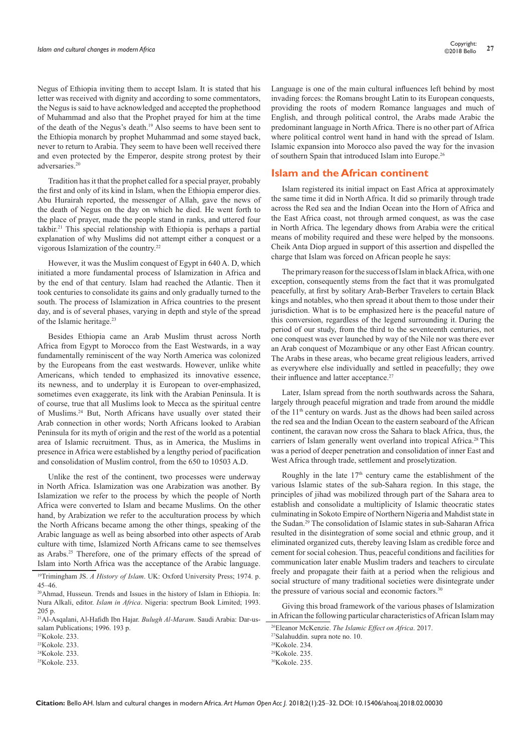Negus of Ethiopia inviting them to accept Islam. It is stated that his letter was received with dignity and according to some commentators, the Negus is said to have acknowledged and accepted the prophethood of Muhammad and also that the Prophet prayed for him at the time of the death of the Negus's death.[19] Also seems to have been sent to the Ethiopia monarch by prophet Muhammad and some stayed back, never to return to Arabia. They seem to have been well received there and even protected by the Emperor, despite strong protest by their adversaries.[20]

Tradition has it that the prophet called for a special prayer, probably the first and only of its kind in Islam, when the Ethiopia emperor dies. Abu Hurairah reported, the messenger of Allah, gave the news of the death of Negus on the day on which he died. He went forth to the place of prayer, made the people stand in ranks, and uttered four takbir.[21] This special relationship with Ethiopia is perhaps a partial explanation of why Muslims did not attempt either a conquest or a vigorous Islamization of the country.[22]

However, it was the Muslim conquest of Egypt in 640 A. D, which initiated a more fundamental process of Islamization in Africa and by the end of that century. Islam had reached the Atlantic. Then it took centuries to consolidate its gains and only gradually turned to the south. The process of Islamization in Africa countries to the present day, and is of several phases, varying in depth and style of the spread of the Islamic heritage.[23]

Besides Ethiopia came an Arab Muslim thrust across North Africa from Egypt to Morocco from the East Westwards, in a way fundamentally reminiscent of the way North America was colonized by the Europeans from the east westwards. However, unlike white Americans, which tended to emphasized its innovative essence, its newness, and to underplay it is European to over-emphasized, sometimes even exaggerate, its link with the Arabian Peninsula. It is of course, true that all Muslims look to Mecca as the spiritual centre of Muslims.[24] But, North Africans have usually over stated their Arab connection in other words; North Africans looked to Arabian Peninsula for its myth of origin and the rest of the world as a potential area of Islamic recruitment. Thus, as in America, the Muslims in presence in Africa were established by a lengthy period of pacification and consolidation of Muslim control, from the 650 to 10503 A.D.

Unlike the rest of the continent, two processes were underway in North Africa. Islamization was one Arabization was another. By Islamization we refer to the process by which the people of North Africa were converted to Islam and became Muslims. On the other hand, by Arabization we refer to the acculturation process by which the North Africans became among the other things, speaking of the Arabic language as well as being absorbed into other aspects of Arab culture with time, Islamized North Africans came to see themselves as Arabs.[25] Therefore, one of the primary effects of the spread of Islam into North Africa was the acceptance of the Arabic language. Language is one of the main cultural influences left behind by most invading forces: the Romans brought Latin to its European conquests, providing the roots of modern Romance languages and much of English, and through political control, the Arabs made Arabic the predominant language in North Africa. There is no other part of Africa where political control went hand in hand with the spread of Islam. Islamic expansion into Morocco also paved the way for the invasion of southern Spain that introduced Islam into Europe.[26]

## Islam and the African continent

Islam registered its initial impact on East Africa at approximately the same time it did in North Africa. It did so primarily through trade across the Red sea and the Indian Ocean into the Horn of Africa and the East Africa coast, not through armed conquest, as was the case in North Africa. The legendary dhows from Arabia were the critical means of mobility required and these were helped by the monsoons. Cheik Anta Diop argued in support of this assertion and dispelled the charge that Islam was forced on African people he says:

The primary reason for the success of Islam in black Africa, with one exception, consequently stems from the fact that it was promulgated peacefully, at first by solitary Arab-Berber Travelers to certain Black kings and notables, who then spread it about them to those under their jurisdiction. What is to be emphasized here is the peaceful nature of this conversion, regardless of the legend surrounding it. During the period of our study, from the third to the seventeenth centuries, not one conquest was ever launched by way of the Nile nor was there ever an Arab conquest of Mozambique or any other East African country. The Arabs in these areas, who became great religious leaders, arrived as everywhere else individually and settled in peacefully; they owe their influence and latter acceptance.[27]

Later, Islam spread from the north southwards across the Sahara, largely through peaceful migration and trade from around the middle of the 11th century on wards. Just as the dhows had been sailed across the red sea and the Indian Ocean to the eastern seaboard of the African continent, the caravan now cross the Sahara to black Africa, thus, the carriers of Islam generally went overland into tropical Africa.[28] This was a period of deeper penetration and consolidation of inner East and West Africa through trade, settlement and proselytization.

Roughly in the late 17th century came the establishment of the various Islamic states of the sub-Sahara region. In this stage, the principles of jihad was mobilized through part of the Sahara area to establish and consolidate a multiplicity of Islamic theocratic states culminating in Sokoto Empire of Northern Nigeria and Mahdist state in the Sudan.[29] The consolidation of Islamic states in sub-Saharan Africa resulted in the disintegration of some social and ethnic group, and it eliminated organized cuts, thereby leaving Islam as credible force and cement for social cohesion. Thus, peaceful conditions and facilities for communication later enable Muslim traders and teachers to circulate freely and propagate their faith at a period when the religious and social structure of many traditional societies were disintegrate under the pressure of various social and economic factors.[30]

Giving this broad framework of the various phases of Islamization in African the following particular characteristics of African Islam may

---

[19] Trimingham JS. *A History of Islam*. UK: Oxford University Press; 1974. p. 45–46.

[20] Ahmad, Husseun. Trends and Issues in the history of Islam in Ethiopia. In: Nura Alkali, editor. *Islam in Africa*. Nigeria: spectrum Book Limited; 1993. 205 p.

[21] Al-Asqalani, Al-Hafidh Ibn Hajar. *Bulugh Al-Maram*. Saudi Arabia: Dar-us-salam Publications; 1996. 193 p.

[22] Kokole. 233.

[23] Kokole. 233.

[24] Kokole. 233.

[25] Kokole. 233.

[26] Eleanor McKenzie. *The Islamic Effect on Africa*. 2017.

[27] Salahuddin. supra note no. 10.

[28] Kokole. 234.

[29] Kokole. 235.

[30] Kokole. 235.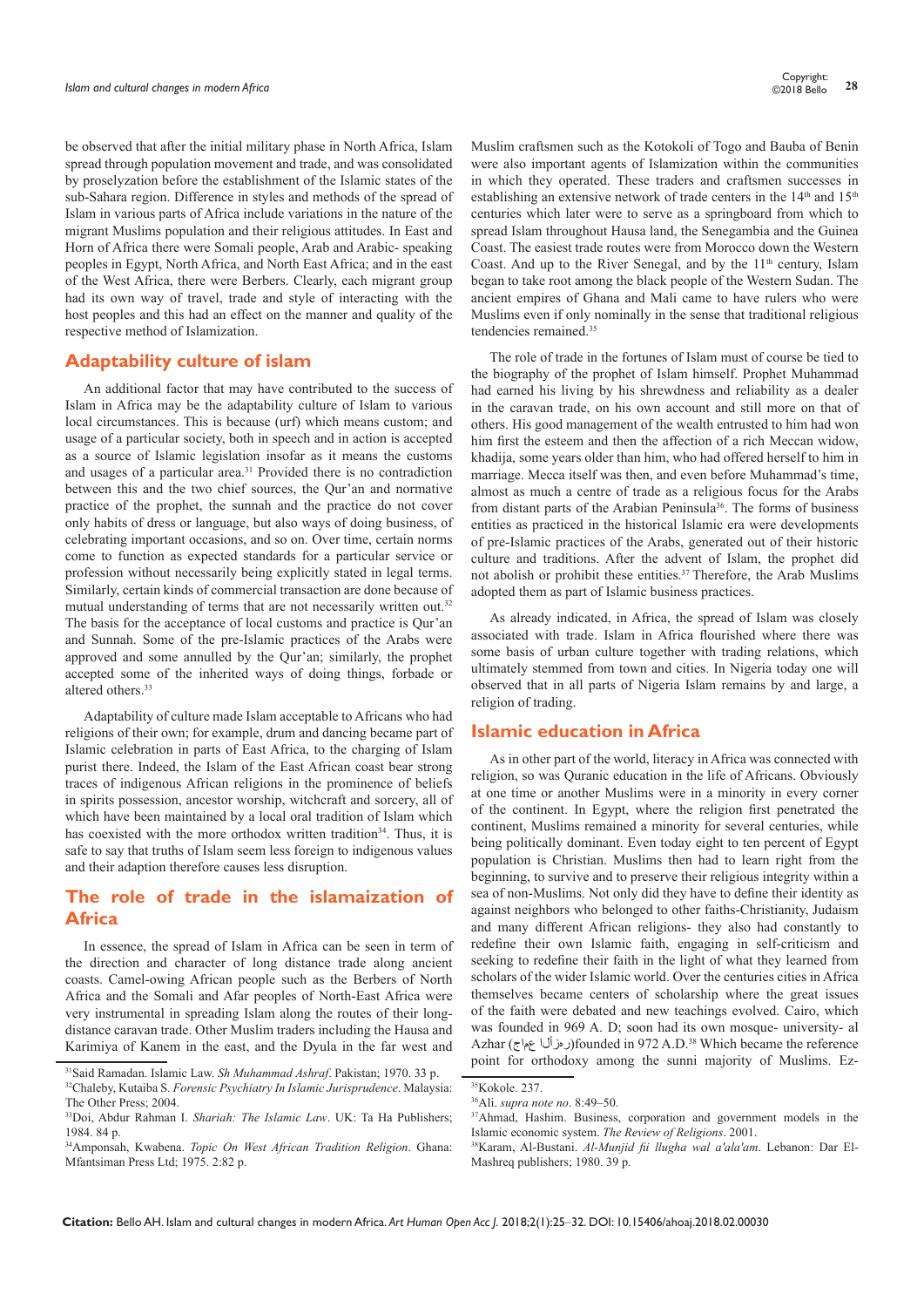be observed that after the initial military phase in North Africa, Islam spread through population movement and trade, and was consolidated by proselyzation before the establishment of the Islamic states of the sub-Sahara region. Difference in styles and methods of the spread of Islam in various parts of Africa include variations in the nature of the migrant Muslims population and their religious attitudes. In East and Horn of Africa there were Somali people, Arab and Arabic- speaking peoples in Egypt, North Africa, and North East Africa; and in the east of the West Africa, there were Berbers. Clearly, each migrant group had its own way of travel, trade and style of interacting with the host peoples and this had an effect on the manner and quality of the respective method of Islamization.

## Adaptability culture of islam

An additional factor that may have contributed to the success of Islam in Africa may be the adaptability culture of Islam to various local circumstances. This is because (urf) which means custom; and usage of a particular society, both in speech and in action is accepted as a source of Islamic legislation insofar as it means the customs and usages of a particular area.[31] Provided there is no contradiction between this and the two chief sources, the Qur'an and normative practice of the prophet, the sunnah and the practice do not cover only habits of dress or language, but also ways of doing business, of celebrating important occasions, and so on. Over time, certain norms come to function as expected standards for a particular service or profession without necessarily being explicitly stated in legal terms. Similarly, certain kinds of commercial transaction are done because of mutual understanding of terms that are not necessarily written out.[32] The basis for the acceptance of local customs and practice is Qur'an and Sunnah. Some of the pre-Islamic practices of the Arabs were approved and some annulled by the Qur'an; similarly, the prophet accepted some of the inherited ways of doing things, forbade or altered others.[33]

Adaptability of culture made Islam acceptable to Africans who had religions of their own; for example, drum and dancing became part of Islamic celebration in parts of East Africa, to the charging of Islam purist there. Indeed, the Islam of the East African coast bear strong traces of indigenous African religions in the prominence of beliefs in spirits possession, ancestor worship, witchcraft and sorcery, all of which have been maintained by a local oral tradition of Islam which has coexisted with the more orthodox written tradition[34]. Thus, it is safe to say that truths of Islam seem less foreign to indigenous values and their adaption therefore causes less disruption.

## The role of trade in the islamaization of Africa

In essence, the spread of Islam in Africa can be seen in term of the direction and character of long distance trade along ancient coasts. Camel-owing African people such as the Berbers of North Africa and the Somali and Afar peoples of North-East Africa were very instrumental in spreading Islam along the routes of their long-distance caravan trade. Other Muslim traders including the Hausa and Karimiya of Kanem in the east, and the Dyula in the far west and Muslim craftsmen such as the Kotokoli of Togo and Bauba of Benin were also important agents of Islamization within the communities in which they operated. These traders and craftsmen successes in establishing an extensive network of trade centers in the 14th and 15th centuries which later were to serve as a springboard from which to spread Islam throughout Hausa land, the Senegambia and the Guinea Coast. The easiest trade routes were from Morocco down the Western Coast. And up to the River Senegal, and by the 11th century, Islam began to take root among the black people of the Western Sudan. The ancient empires of Ghana and Mali came to have rulers who were Muslims even if only nominally in the sense that traditional religious tendencies remained.[35]

The role of trade in the fortunes of Islam must of course be tied to the biography of the prophet of Islam himself. Prophet Muhammad had earned his living by his shrewdness and reliability as a dealer in the caravan trade, on his own account and still more on that of others. His good management of the wealth entrusted to him had won him first the esteem and then the affection of a rich Meccan widow, khadija, some years older than him, who had offered herself to him in marriage. Mecca itself was then, and even before Muhammad's time, almost as much a centre of trade as a religious focus for the Arabs from distant parts of the Arabian Peninsula[36]. The forms of business entities as practiced in the historical Islamic era were developments of pre-Islamic practices of the Arabs, generated out of their historic culture and traditions. After the advent of Islam, the prophet did not abolish or prohibit these entities.[37] Therefore, the Arab Muslims adopted them as part of Islamic business practices.

As already indicated, in Africa, the spread of Islam was closely associated with trade. Islam in Africa flourished where there was some basis of urban culture together with trading relations, which ultimately stemmed from town and cities. In Nigeria today one will observed that in all parts of Nigeria Islam remains by and large, a religion of trading.

## Islamic education in Africa

As in other part of the world, literacy in Africa was connected with religion, so was Quranic education in the life of Africans. Obviously at one time or another Muslims were in a minority in every corner of the continent. In Egypt, where the religion first penetrated the continent, Muslims remained a minority for several centuries, while being politically dominant. Even today eight to ten percent of Egypt population is Christian. Muslims then had to learn right from the beginning, to survive and to preserve their religious integrity within a sea of non-Muslims. Not only did they have to define their identity as against neighbors who belonged to other faiths-Christianity, Judaism and many different African religions- they also had constantly to redefine their own Islamic faith, engaging in self-criticism and seeking to redefine their faith in the light of what they learned from scholars of the wider Islamic world. Over the centuries cities in Africa themselves became centers of scholarship where the great issues of the faith were debated and new teachings evolved. Cairo, which was founded in 969 A. D; soon had its own mosque- university- al Azhar (رهزألا عماج)founded in 972 A.D.[38] Which became the reference point for orthodoxy among the sunni majority of Muslims. Ez-

[31] Said Ramadan. Islamic Law. *Sh Muhammad Ashraf*. Pakistan; 1970. 33 p.

[32] Chaleby, Kutaiba S. *Forensic Psychiatry In Islamic Jurisprudence*. Malaysia: The Other Press; 2004.

[33] Doi, Abdur Rahman I. *Shariah: The Islamic Law*. UK: Ta Ha Publishers; 1984. 84 p.

[34] Amponsah, Kwabena. *Topic On West African Tradition Religion*. Ghana: Mfantsiman Press Ltd; 1975. 2:82 p.

[35] Kokole. 237.

[36] Ali. *supra note no*. 8:49–50.

[37] Ahmad, Hashim. Business, corporation and government models in the Islamic economic system. *The Review of Religions*. 2001.

[38] Karam, Al-Bustani. *Al-Munjid fii llugha wal a'ala'am*. Lebanon: Dar El-Mashreq publishers; 1980. 39 p.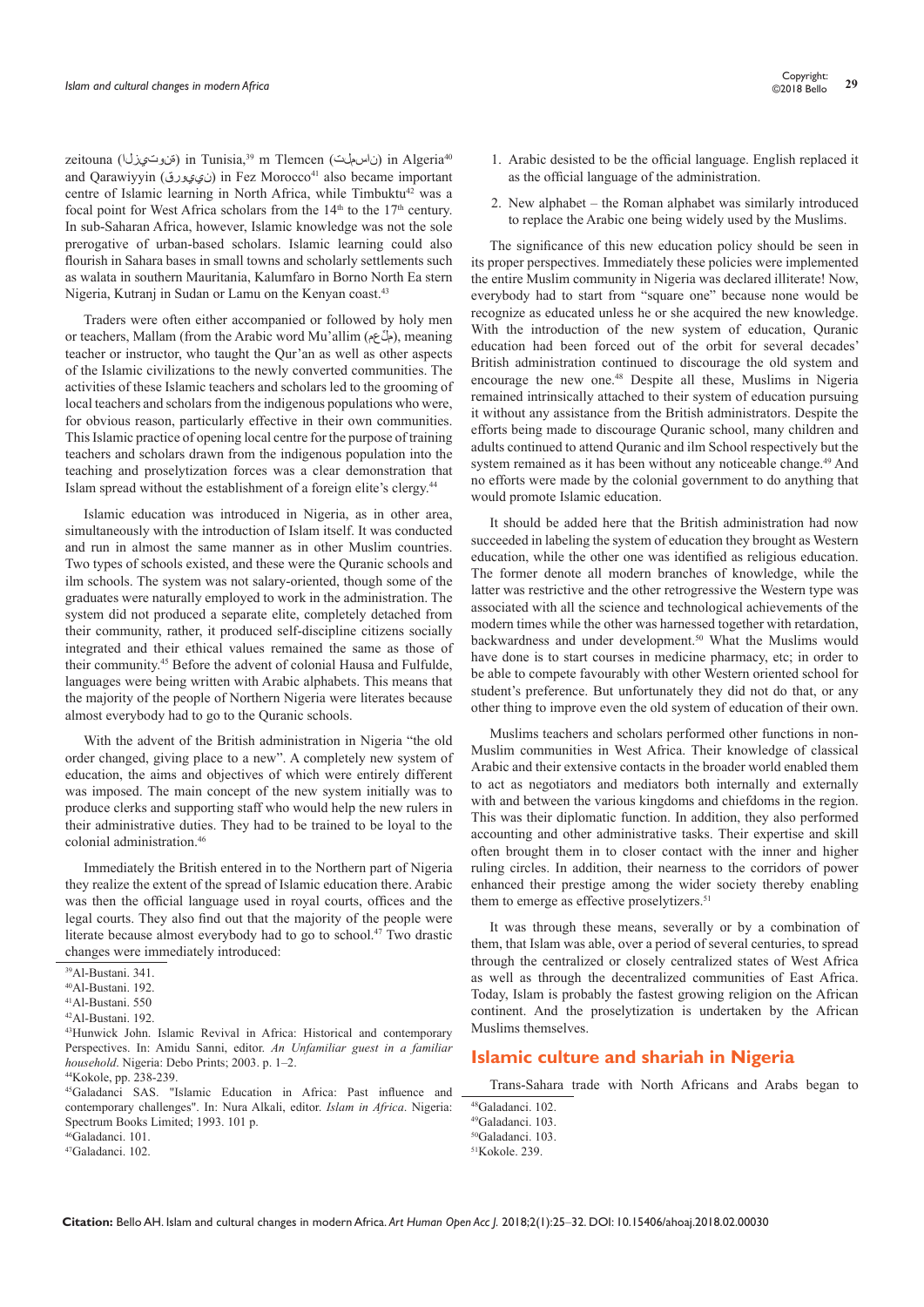zeitouna (الزيتونة) in Tunisia,[39] m Tlemcen (تلمسان) in Algeria[40] and Qarawiyyin (القرويين) in Fez Morocco[41] also became important centre of Islamic learning in North Africa, while Timbuktu[42] was a focal point for West Africa scholars from the 14th to the 17th century. In sub-Saharan Africa, however, Islamic knowledge was not the sole prerogative of urban-based scholars. Islamic learning could also flourish in Sahara bases in small towns and scholarly settlements such as walata in southern Mauritania, Kalumfaro in Borno North Ea stern Nigeria, Kutranj in Sudan or Lamu on the Kenyan coast.[43]

Traders were often either accompanied or followed by holy men or teachers, Mallam (from the Arabic word Mu'allim (معلّم), meaning teacher or instructor, who taught the Qur'an as well as other aspects of the Islamic civilizations to the newly converted communities. The activities of these Islamic teachers and scholars led to the grooming of local teachers and scholars from the indigenous populations who were, for obvious reason, particularly effective in their own communities. This Islamic practice of opening local centre for the purpose of training teachers and scholars drawn from the indigenous population into the teaching and proselytization forces was a clear demonstration that Islam spread without the establishment of a foreign elite's clergy.[44]

Islamic education was introduced in Nigeria, as in other area, simultaneously with the introduction of Islam itself. It was conducted and run in almost the same manner as in other Muslim countries. Two types of schools existed, and these were the Quranic schools and ilm schools. The system was not salary-oriented, though some of the graduates were naturally employed to work in the administration. The system did not produced a separate elite, completely detached from their community, rather, it produced self-discipline citizens socially integrated and their ethical values remained the same as those of their community.[45] Before the advent of colonial Hausa and Fulfulde, languages were being written with Arabic alphabets. This means that the majority of the people of Northern Nigeria were literates because almost everybody had to go to the Quranic schools.

With the advent of the British administration in Nigeria "the old order changed, giving place to a new". A completely new system of education, the aims and objectives of which were entirely different was imposed. The main concept of the new system initially was to produce clerks and supporting staff who would help the new rulers in their administrative duties. They had to be trained to be loyal to the colonial administration.[46]

Immediately the British entered in to the Northern part of Nigeria they realize the extent of the spread of Islamic education there. Arabic was then the official language used in royal courts, offices and the legal courts. They also find out that the majority of the people were literate because almost everybody had to go to school.[47] Two drastic changes were immediately introduced:

1. Arabic desisted to be the official language. English replaced it as the official language of the administration.
2. New alphabet – the Roman alphabet was similarly introduced to replace the Arabic one being widely used by the Muslims.

The significance of this new education policy should be seen in its proper perspectives. Immediately these policies were implemented the entire Muslim community in Nigeria was declared illiterate! Now, everybody had to start from "square one" because none would be recognize as educated unless he or she acquired the new knowledge. With the introduction of the new system of education, Quranic education had been forced out of the orbit for several decades' British administration continued to discourage the old system and encourage the new one.[48] Despite all these, Muslims in Nigeria remained intrinsically attached to their system of education pursuing it without any assistance from the British administrators. Despite the efforts being made to discourage Quranic school, many children and adults continued to attend Quranic and ilm School respectively but the system remained as it has been without any noticeable change.[49] And no efforts were made by the colonial government to do anything that would promote Islamic education.

It should be added here that the British administration had now succeeded in labeling the system of education they brought as Western education, while the other one was identified as religious education. The former denote all modern branches of knowledge, while the latter was restrictive and the other retrogressive the Western type was associated with all the science and technological achievements of the modern times while the other was harnessed together with retardation, backwardness and under development.[50] What the Muslims would have done is to start courses in medicine pharmacy, etc; in order to be able to compete favourably with other Western oriented school for student's preference. But unfortunately they did not do that, or any other thing to improve even the old system of education of their own.

Muslims teachers and scholars performed other functions in non-Muslim communities in West Africa. Their knowledge of classical Arabic and their extensive contacts in the broader world enabled them to act as negotiators and mediators both internally and externally with and between the various kingdoms and chiefdoms in the region. This was their diplomatic function. In addition, they also performed accounting and other administrative tasks. Their expertise and skill often brought them in to closer contact with the inner and higher ruling circles. In addition, their nearness to the corridors of power enhanced their prestige among the wider society thereby enabling them to emerge as effective proselytizers.[51]

It was through these means, severally or by a combination of them, that Islam was able, over a period of several centuries, to spread through the centralized or closely centralized states of West Africa as well as through the decentralized communities of East Africa. Today, Islam is probably the fastest growing religion on the African continent. And the proselytization is undertaken by the African Muslims themselves.

## Islamic culture and shariah in Nigeria

Trans-Sahara trade with North Africans and Arabs began to

---

[39] Al-Bustani. 341.
[40] Al-Bustani. 192.
[41] Al-Bustani. 550
[42] Al-Bustani. 192.
[43] Hunwick John. Islamic Revival in Africa: Historical and contemporary Perspectives. In: Amidu Sanni, editor. *An Unfamiliar guest in a familiar household*. Nigeria: Debo Prints; 2003. p. 1–2.
[44] Kokole, pp. 238-239.
[45] Galadanci SAS. "Islamic Education in Africa: Past influence and contemporary challenges". In: Nura Alkali, editor. *Islam in Africa*. Nigeria: Spectrum Books Limited; 1993. 101 p.
[46] Galadanci. 101.
[47] Galadanci. 102.
[48] Galadanci. 102.
[49] Galadanci. 103.
[50] Galadanci. 103.
[51] Kokole. 239.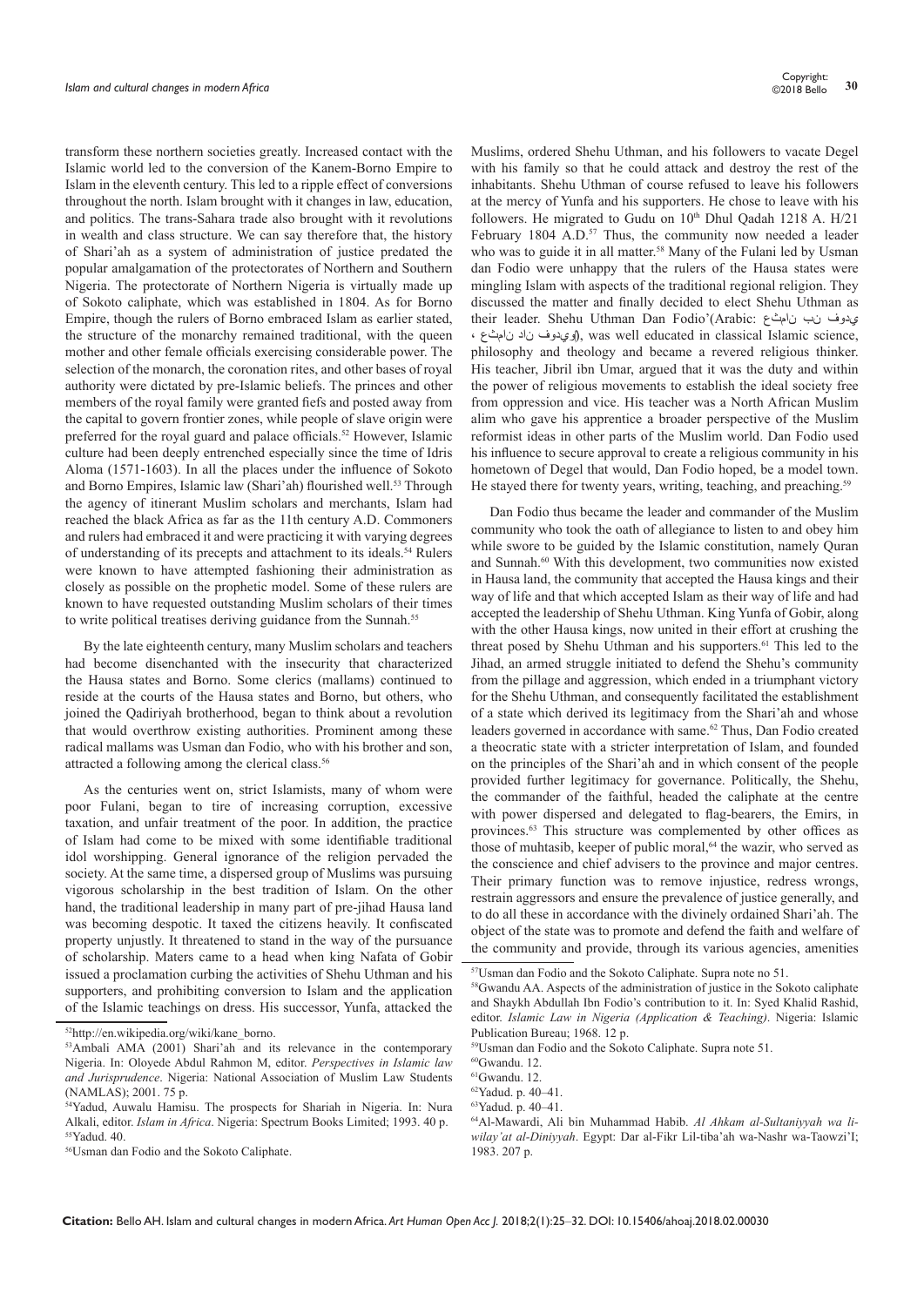transform these northern societies greatly. Increased contact with the Islamic world led to the conversion of the Kanem-Borno Empire to Islam in the eleventh century. This led to a ripple effect of conversions throughout the north. Islam brought with it changes in law, education, and politics. The trans-Sahara trade also brought with it revolutions in wealth and class structure. We can say therefore that, the history of Shari'ah as a system of administration of justice predated the popular amalgamation of the protectorates of Northern and Southern Nigeria. The protectorate of Northern Nigeria is virtually made up of Sokoto caliphate, which was established in 1804. As for Borno Empire, though the rulers of Borno embraced Islam as earlier stated, the structure of the monarchy remained traditional, with the queen mother and other female officials exercising considerable power. The selection of the monarch, the coronation rites, and other bases of royal authority were dictated by pre-Islamic beliefs. The princes and other members of the royal family were granted fiefs and posted away from the capital to govern frontier zones, while people of slave origin were preferred for the royal guard and palace officials.[52] However, Islamic culture had been deeply entrenched especially since the time of Idris Aloma (1571-1603). In all the places under the influence of Sokoto and Borno Empires, Islamic law (Shari'ah) flourished well.[53] Through the agency of itinerant Muslim scholars and merchants, Islam had reached the black Africa as far as the 11th century A.D. Commoners and rulers had embraced it and were practicing it with varying degrees of understanding of its precepts and attachment to its ideals.[54] Rulers were known to have attempted fashioning their administration as closely as possible on the prophetic model. Some of these rulers are known to have requested outstanding Muslim scholars of their times to write political treatises deriving guidance from the Sunnah.[55]

By the late eighteenth century, many Muslim scholars and teachers had become disenchanted with the insecurity that characterized the Hausa states and Borno. Some clerics (mallams) continued to reside at the courts of the Hausa states and Borno, but others, who joined the Qadiriyah brotherhood, began to think about a revolution that would overthrow existing authorities. Prominent among these radical mallams was Usman dan Fodio, who with his brother and son, attracted a following among the clerical class.[56]

As the centuries went on, strict Islamists, many of whom were poor Fulani, began to tire of increasing corruption, excessive taxation, and unfair treatment of the poor. In addition, the practice of Islam had come to be mixed with some identifiable traditional idol worshipping. General ignorance of the religion pervaded the society. At the same time, a dispersed group of Muslims was pursuing vigorous scholarship in the best tradition of Islam. On the other hand, the traditional leadership in many part of pre-jihad Hausa land was becoming despotic. It taxed the citizens heavily. It confiscated property unjustly. It threatened to stand in the way of the pursuance of scholarship. Maters came to a head when king Nafata of Gobir issued a proclamation curbing the activities of Shehu Uthman and his supporters, and prohibiting conversion to Islam and the application of the Islamic teachings on dress. His successor, Yunfa, attacked the Muslims, ordered Shehu Uthman, and his followers to vacate Degel with his family so that he could attack and destroy the rest of the inhabitants. Shehu Uthman of course refused to leave his followers at the mercy of Yunfa and his supporters. He chose to leave with his followers. He migrated to Gudu on 10th Dhul Qadah 1218 A. H/21 February 1804 A.D.[57] Thus, the community now needed a leader who was to guide it in all matter.[58] Many of the Fulani led by Usman dan Fodio were unhappy that the rulers of the Hausa states were mingling Islam with aspects of the traditional regional religion. They discussed the matter and finally decided to elect Shehu Uthman as their leader. Shehu Uthman Dan Fodio'(Arabic: عثمان بن فودي ، عثمان دان فوديو), was well educated in classical Islamic science, philosophy and theology and became a revered religious thinker. His teacher, Jibril ibn Umar, argued that it was the duty and within the power of religious movements to establish the ideal society free from oppression and vice. His teacher was a North African Muslim alim who gave his apprentice a broader perspective of the Muslim reformist ideas in other parts of the Muslim world. Dan Fodio used his influence to secure approval to create a religious community in his hometown of Degel that would, Dan Fodio hoped, be a model town. He stayed there for twenty years, writing, teaching, and preaching.[59]

Dan Fodio thus became the leader and commander of the Muslim community who took the oath of allegiance to listen to and obey him while swore to be guided by the Islamic constitution, namely Quran and Sunnah.[60] With this development, two communities now existed in Hausa land, the community that accepted the Hausa kings and their way of life and that which accepted Islam as their way of life and had accepted the leadership of Shehu Uthman. King Yunfa of Gobir, along with the other Hausa kings, now united in their effort at crushing the threat posed by Shehu Uthman and his supporters.[61] This led to the Jihad, an armed struggle initiated to defend the Shehu's community from the pillage and aggression, which ended in a triumphant victory for the Shehu Uthman, and consequently facilitated the establishment of a state which derived its legitimacy from the Shari'ah and whose leaders governed in accordance with same.[62] Thus, Dan Fodio created a theocratic state with a stricter interpretation of Islam, and founded on the principles of the Shari'ah and in which consent of the people provided further legitimacy for governance. Politically, the Shehu, the commander of the faithful, headed the caliphate at the centre with power dispersed and delegated to flag-bearers, the Emirs, in provinces.[63] This structure was complemented by other offices as those of muhtasib, keeper of public moral,[64] the wazir, who served as the conscience and chief advisers to the province and major centres. Their primary function was to remove injustice, redress wrongs, restrain aggressors and ensure the prevalence of justice generally, and to do all these in accordance with the divinely ordained Shari'ah. The object of the state was to promote and defend the faith and welfare of the community and provide, through its various agencies, amenities

---

[52]http://en.wikipedia.org/wiki/kane_borno.

[53]Ambali AMA (2001) Shari'ah and its relevance in the contemporary Nigeria. In: Oloyede Abdul Rahmon M, editor. *Perspectives in Islamic law and Jurisprudence*. Nigeria: National Association of Muslim Law Students (NAMLAS); 2001. 75 p.

[54]Yadud, Auwalu Hamisu. The prospects for Shariah in Nigeria. In: Nura Alkali, editor. *Islam in Africa*. Nigeria: Spectrum Books Limited; 1993. 40 p.

[55]Yadud. 40.

[56]Usman dan Fodio and the Sokoto Caliphate.

[57]Usman dan Fodio and the Sokoto Caliphate. Supra note no 51.

[58]Gwandu AA. Aspects of the administration of justice in the Sokoto caliphate and Shaykh Abdullah Ibn Fodio's contribution to it. In: Syed Khalid Rashid, editor. *Islamic Law in Nigeria (Application & Teaching)*. Nigeria: Islamic Publication Bureau; 1968. 12 p.

[59]Usman dan Fodio and the Sokoto Caliphate. Supra note 51.

[60]Gwandu. 12.

[61]Gwandu. 12.

[62]Yadud. p. 40–41.

[63]Yadud. p. 40–41.

[64]Al-Mawardi, Ali bin Muhammad Habib. *Al Ahkam al-Sultaniyyah wa li-wilay'at al-Diniyyah*. Egypt: Dar al-Fikr Lil-tiba'ah wa-Nashr wa-Taowzi'I; 1983. 207 p.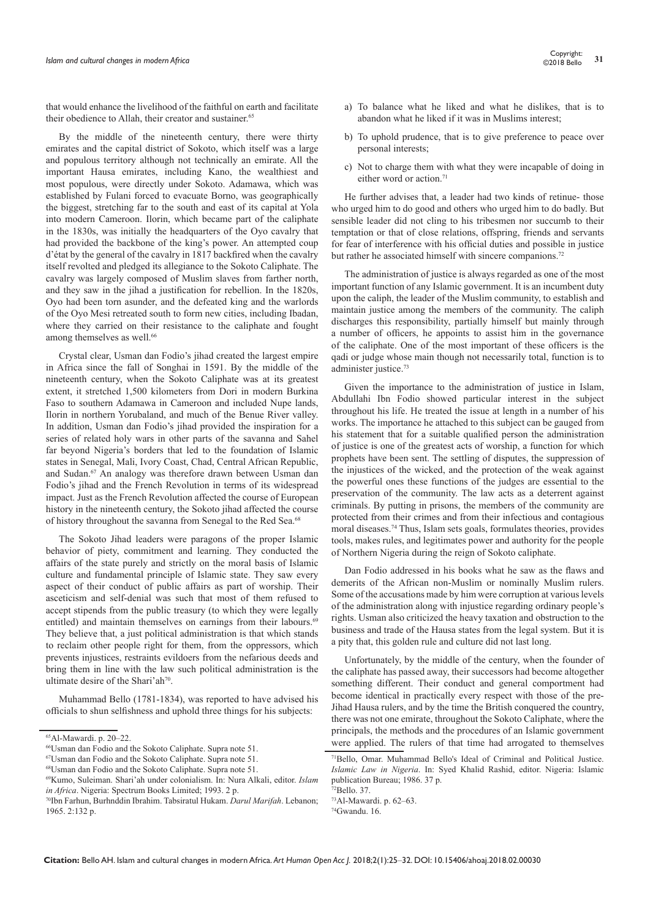that would enhance the livelihood of the faithful on earth and facilitate their obedience to Allah, their creator and sustainer.[65]

By the middle of the nineteenth century, there were thirty emirates and the capital district of Sokoto, which itself was a large and populous territory although not technically an emirate. All the important Hausa emirates, including Kano, the wealthiest and most populous, were directly under Sokoto. Adamawa, which was established by Fulani forced to evacuate Borno, was geographically the biggest, stretching far to the south and east of its capital at Yola into modern Cameroon. Ilorin, which became part of the caliphate in the 1830s, was initially the headquarters of the Oyo cavalry that had provided the backbone of the king's power. An attempted coup d'état by the general of the cavalry in 1817 backfired when the cavalry itself revolted and pledged its allegiance to the Sokoto Caliphate. The cavalry was largely composed of Muslim slaves from farther north, and they saw in the jihad a justification for rebellion. In the 1820s, Oyo had been torn asunder, and the defeated king and the warlords of the Oyo Mesi retreated south to form new cities, including Ibadan, where they carried on their resistance to the caliphate and fought among themselves as well.[66]

Crystal clear, Usman dan Fodio's jihad created the largest empire in Africa since the fall of Songhai in 1591. By the middle of the nineteenth century, when the Sokoto Caliphate was at its greatest extent, it stretched 1,500 kilometers from Dori in modern Burkina Faso to southern Adamawa in Cameroon and included Nupe lands, Ilorin in northern Yorubaland, and much of the Benue River valley. In addition, Usman dan Fodio's jihad provided the inspiration for a series of related holy wars in other parts of the savanna and Sahel far beyond Nigeria's borders that led to the foundation of Islamic states in Senegal, Mali, Ivory Coast, Chad, Central African Republic, and Sudan.[67] An analogy was therefore drawn between Usman dan Fodio's jihad and the French Revolution in terms of its widespread impact. Just as the French Revolution affected the course of European history in the nineteenth century, the Sokoto jihad affected the course of history throughout the savanna from Senegal to the Red Sea.[68]

The Sokoto Jihad leaders were paragons of the proper Islamic behavior of piety, commitment and learning. They conducted the affairs of the state purely and strictly on the moral basis of Islamic culture and fundamental principle of Islamic state. They saw every aspect of their conduct of public affairs as part of worship. Their asceticism and self-denial was such that most of them refused to accept stipends from the public treasury (to which they were legally entitled) and maintain themselves on earnings from their labours.[69] They believe that, a just political administration is that which stands to reclaim other people right for them, from the oppressors, which prevents injustices, restraints evildoers from the nefarious deeds and bring them in line with the law such political administration is the ultimate desire of the Shari'ah[70].

Muhammad Bello (1781-1834), was reported to have advised his officials to shun selfishness and uphold three things for his subjects:

a) To balance what he liked and what he dislikes, that is to abandon what he liked if it was in Muslims interest;

b) To uphold prudence, that is to give preference to peace over personal interests;

c) Not to charge them with what they were incapable of doing in either word or action.[71]

He further advises that, a leader had two kinds of retinue- those who urged him to do good and others who urged him to do badly. But sensible leader did not cling to his tribesmen nor succumb to their temptation or that of close relations, offspring, friends and servants for fear of interference with his official duties and possible in justice but rather he associated himself with sincere companions.[72]

The administration of justice is always regarded as one of the most important function of any Islamic government. It is an incumbent duty upon the caliph, the leader of the Muslim community, to establish and maintain justice among the members of the community. The caliph discharges this responsibility, partially himself but mainly through a number of officers, he appoints to assist him in the governance of the caliphate. One of the most important of these officers is the qadi or judge whose main though not necessarily total, function is to administer justice.[73]

Given the importance to the administration of justice in Islam, Abdullahi Ibn Fodio showed particular interest in the subject throughout his life. He treated the issue at length in a number of his works. The importance he attached to this subject can be gauged from his statement that for a suitable qualified person the administration of justice is one of the greatest acts of worship, a function for which prophets have been sent. The settling of disputes, the suppression of the injustices of the wicked, and the protection of the weak against the powerful ones these functions of the judges are essential to the preservation of the community. The law acts as a deterrent against criminals. By putting in prisons, the members of the community are protected from their crimes and from their infectious and contagious moral diseases.[74] Thus, Islam sets goals, formulates theories, provides tools, makes rules, and legitimates power and authority for the people of Northern Nigeria during the reign of Sokoto caliphate.

Dan Fodio addressed in his books what he saw as the flaws and demerits of the African non-Muslim or nominally Muslim rulers. Some of the accusations made by him were corruption at various levels of the administration along with injustice regarding ordinary people's rights. Usman also criticized the heavy taxation and obstruction to the business and trade of the Hausa states from the legal system. But it is a pity that, this golden rule and culture did not last long.

Unfortunately, by the middle of the century, when the founder of the caliphate has passed away, their successors had become altogether something different. Their conduct and general comportment had become identical in practically every respect with those of the pre-Jihad Hausa rulers, and by the time the British conquered the country, there was not one emirate, throughout the Sokoto Caliphate, where the principals, the methods and the procedures of an Islamic government were applied. The rulers of that time had arrogated to themselves

---

[65]Al-Mawardi. p. 20–22.

[66]Usman dan Fodio and the Sokoto Caliphate. Supra note 51.

[67]Usman dan Fodio and the Sokoto Caliphate. Supra note 51.

[68]Usman dan Fodio and the Sokoto Caliphate. Supra note 51.

[69]Kumo, Suleiman. Shari'ah under colonialism. In: Nura Alkali, editor. *Islam in Africa*. Nigeria: Spectrum Books Limited; 1993. 2 p.

[70]Ibn Farhun, Burhnddin Ibrahim. Tabsiratul Hukam. *Darul Marifah*. Lebanon; 1965. 2:132 p.

[71]Bello, Omar. Muhammad Bello's Ideal of Criminal and Political Justice. *Islamic Law in Nigeria*. In: Syed Khalid Rashid, editor. Nigeria: Islamic publication Bureau; 1986. 37 p.

[72]Bello. 37.

[73]Al-Mawardi. p. 62–63.

[74]Gwandu. 16.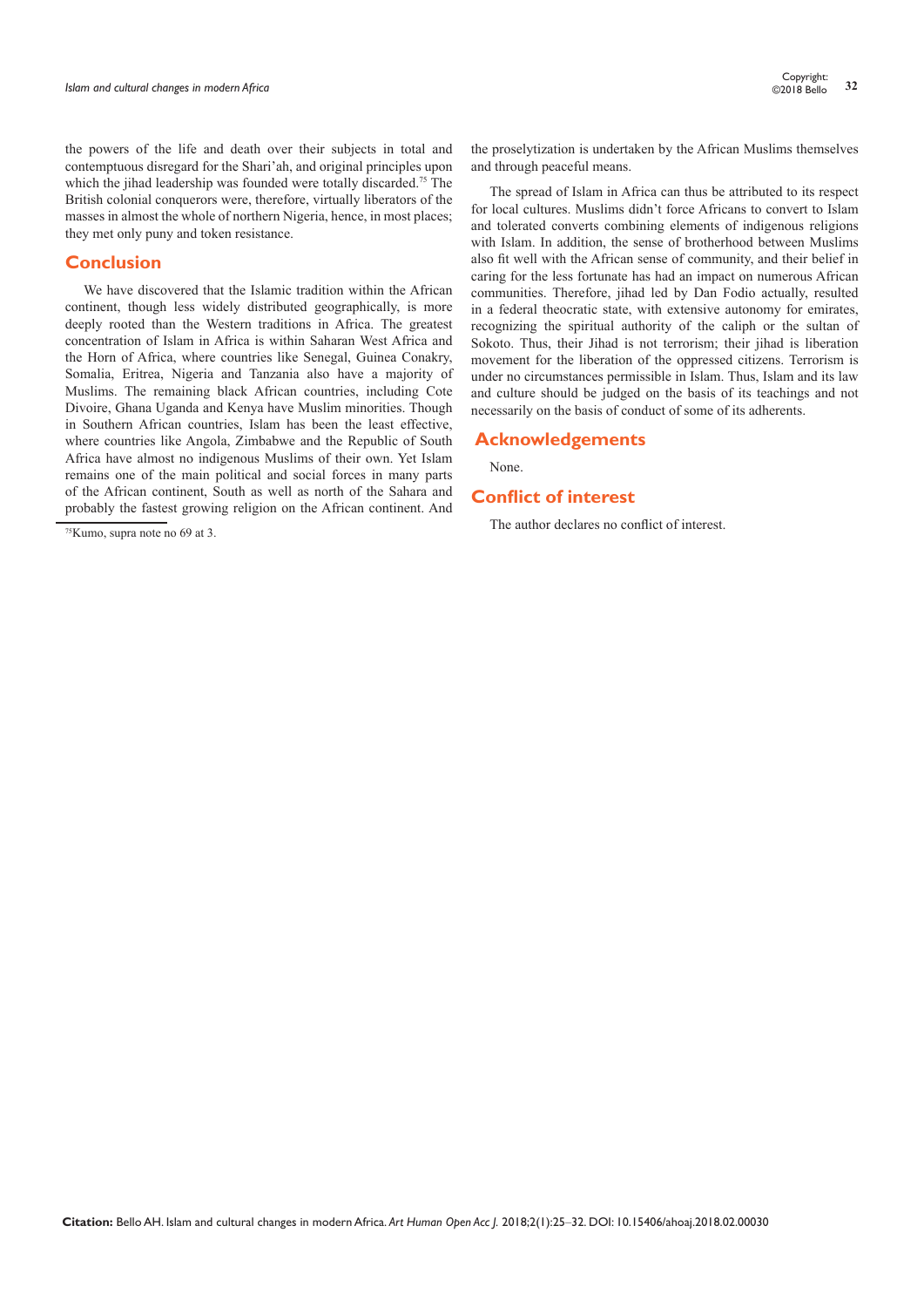the powers of the life and death over their subjects in total and contemptuous disregard for the Shari'ah, and original principles upon which the jihad leadership was founded were totally discarded.[75] The British colonial conquerors were, therefore, virtually liberators of the masses in almost the whole of northern Nigeria, hence, in most places; they met only puny and token resistance.

## Conclusion

We have discovered that the Islamic tradition within the African continent, though less widely distributed geographically, is more deeply rooted than the Western traditions in Africa. The greatest concentration of Islam in Africa is within Saharan West Africa and the Horn of Africa, where countries like Senegal, Guinea Conakry, Somalia, Eritrea, Nigeria and Tanzania also have a majority of Muslims. The remaining black African countries, including Cote Divoire, Ghana Uganda and Kenya have Muslim minorities. Though in Southern African countries, Islam has been the least effective, where countries like Angola, Zimbabwe and the Republic of South Africa have almost no indigenous Muslims of their own. Yet Islam remains one of the main political and social forces in many parts of the African continent, South as well as north of the Sahara and probably the fastest growing religion on the African continent. And the proselytization is undertaken by the African Muslims themselves and through peaceful means.

The spread of Islam in Africa can thus be attributed to its respect for local cultures. Muslims didn't force Africans to convert to Islam and tolerated converts combining elements of indigenous religions with Islam. In addition, the sense of brotherhood between Muslims also fit well with the African sense of community, and their belief in caring for the less fortunate has had an impact on numerous African communities. Therefore, jihad led by Dan Fodio actually, resulted in a federal theocratic state, with extensive autonomy for emirates, recognizing the spiritual authority of the caliph or the sultan of Sokoto. Thus, their Jihad is not terrorism; their jihad is liberation movement for the liberation of the oppressed citizens. Terrorism is under no circumstances permissible in Islam. Thus, Islam and its law and culture should be judged on the basis of its teachings and not necessarily on the basis of conduct of some of its adherents.

## Acknowledgements

None.

## Conflict of interest

The author declares no conflict of interest.

[75]Kumo, supra note no 69 at 3.